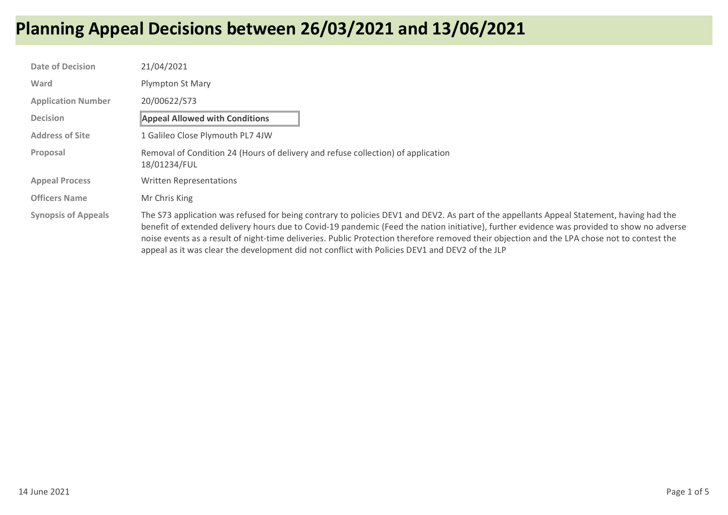# Planning Appeal Decisions between 26/03/2021 and 13/06/2021

| | |
|---|---|
| **Date of Decision** | 21/04/2021 |
| **Ward** | Plympton St Mary |
| **Application Number** | 20/00622/S73 |
| **Decision** | **Appeal Allowed with Conditions** |
| **Address of Site** | 1 Galileo Close Plymouth PL7 4JW |
| **Proposal** | Removal of Condition 24 (Hours of delivery and refuse collection) of application 18/01234/FUL |
| **Appeal Process** | Written Representations |
| **Officers Name** | Mr Chris King |
| **Synopsis of Appeals** | The S73 application was refused for being contrary to policies DEV1 and DEV2. As part of the appellants Appeal Statement, having had the benefit of extended delivery hours due to Covid-19 pandemic (Feed the nation initiative), further evidence was provided to show no adverse noise events as a result of night-time deliveries. Public Protection therefore removed their objection and the LPA chose not to contest the appeal as it was clear the development did not conflict with Policies DEV1 and DEV2 of the JLP |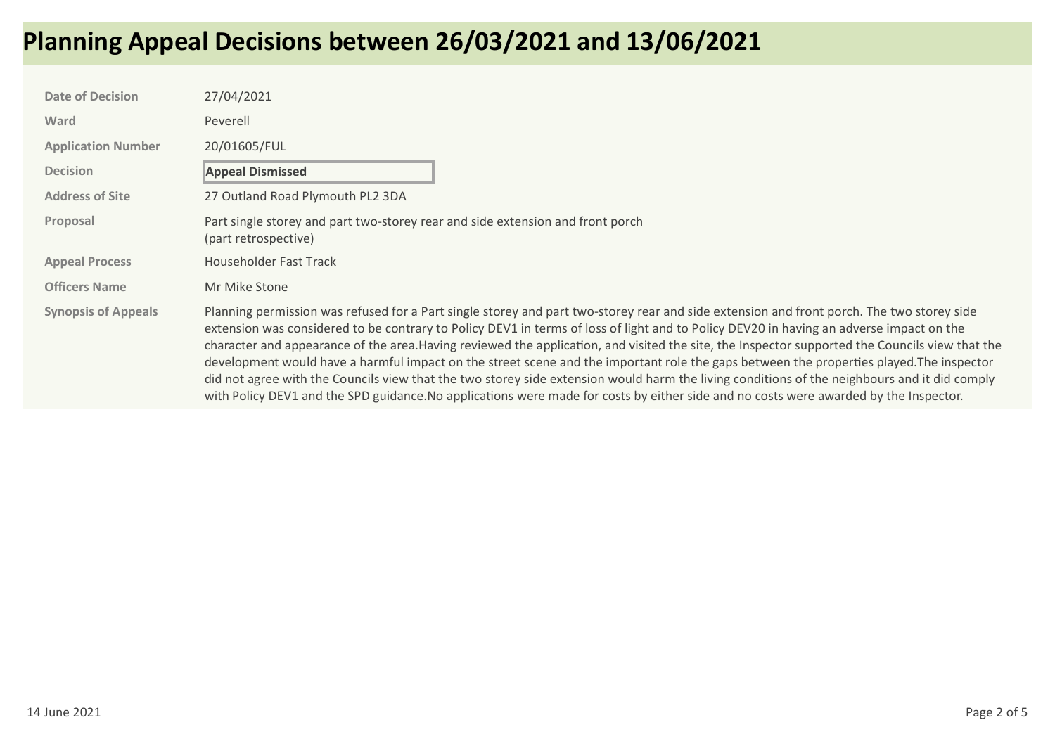# Planning Appeal Decisions between 26/03/2021 and 13/06/2021

| | |
|---|---|
| **Date of Decision** | 27/04/2021 |
| **Ward** | Peverell |
| **Application Number** | 20/01605/FUL |
| **Decision** | **Appeal Dismissed** |
| **Address of Site** | 27 Outland Road Plymouth PL2 3DA |
| **Proposal** | Part single storey and part two-storey rear and side extension and front porch (part retrospective) |
| **Appeal Process** | Householder Fast Track |
| **Officers Name** | Mr Mike Stone |
| **Synopsis of Appeals** | Planning permission was refused for a Part single storey and part two-storey rear and side extension and front porch. The two storey side extension was considered to be contrary to Policy DEV1 in terms of loss of light and to Policy DEV20 in having an adverse impact on the character and appearance of the area.Having reviewed the application, and visited the site, the Inspector supported the Councils view that the development would have a harmful impact on the street scene and the important role the gaps between the properties played.The inspector did not agree with the Councils view that the two storey side extension would harm the living conditions of the neighbours and it did comply with Policy DEV1 and the SPD guidance.No applications were made for costs by either side and no costs were awarded by the Inspector. |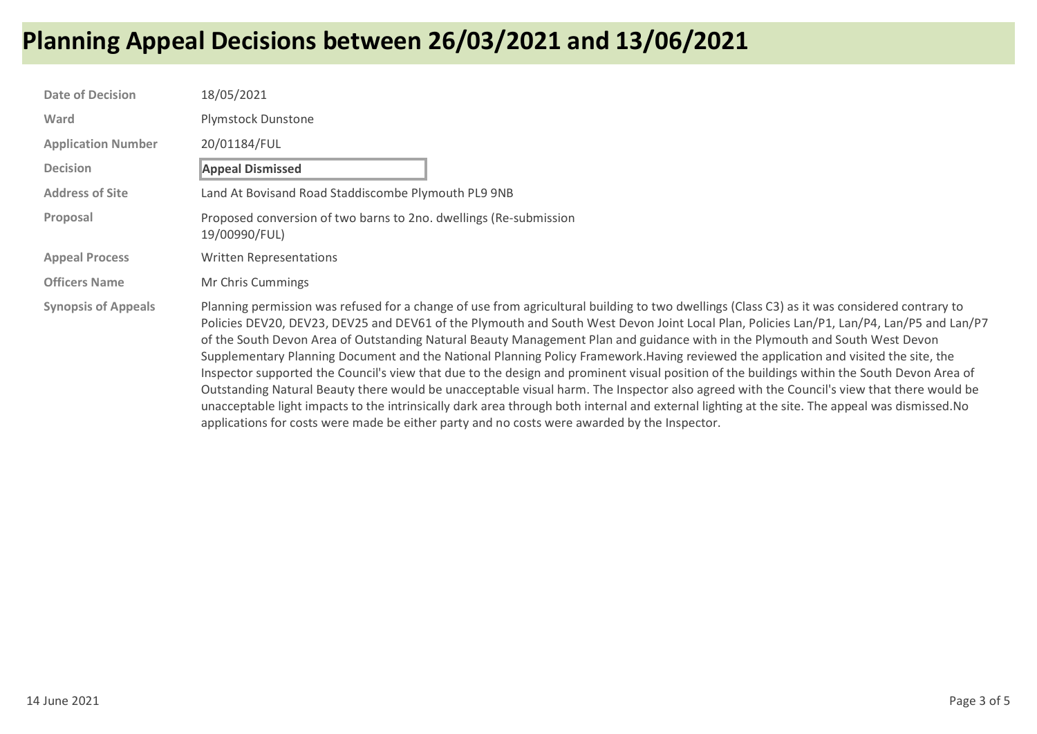# Planning Appeal Decisions between 26/03/2021 and 13/06/2021

| | |
|---|---|
| **Date of Decision** | 18/05/2021 |
| **Ward** | Plymstock Dunstone |
| **Application Number** | 20/01184/FUL |
| **Decision** | **Appeal Dismissed** |
| **Address of Site** | Land At Bovisand Road Staddiscombe Plymouth PL9 9NB |
| **Proposal** | Proposed conversion of two barns to 2no. dwellings (Re-submission 19/00990/FUL) |
| **Appeal Process** | Written Representations |
| **Officers Name** | Mr Chris Cummings |
| **Synopsis of Appeals** | Planning permission was refused for a change of use from agricultural building to two dwellings (Class C3) as it was considered contrary to Policies DEV20, DEV23, DEV25 and DEV61 of the Plymouth and South West Devon Joint Local Plan, Policies Lan/P1, Lan/P4, Lan/P5 and Lan/P7 of the South Devon Area of Outstanding Natural Beauty Management Plan and guidance with in the Plymouth and South West Devon Supplementary Planning Document and the National Planning Policy Framework.Having reviewed the application and visited the site, the Inspector supported the Council's view that due to the design and prominent visual position of the buildings within the South Devon Area of Outstanding Natural Beauty there would be unacceptable visual harm. The Inspector also agreed with the Council's view that there would be unacceptable light impacts to the intrinsically dark area through both internal and external lighting at the site. The appeal was dismissed.No applications for costs were made be either party and no costs were awarded by the Inspector. |

14 June 2021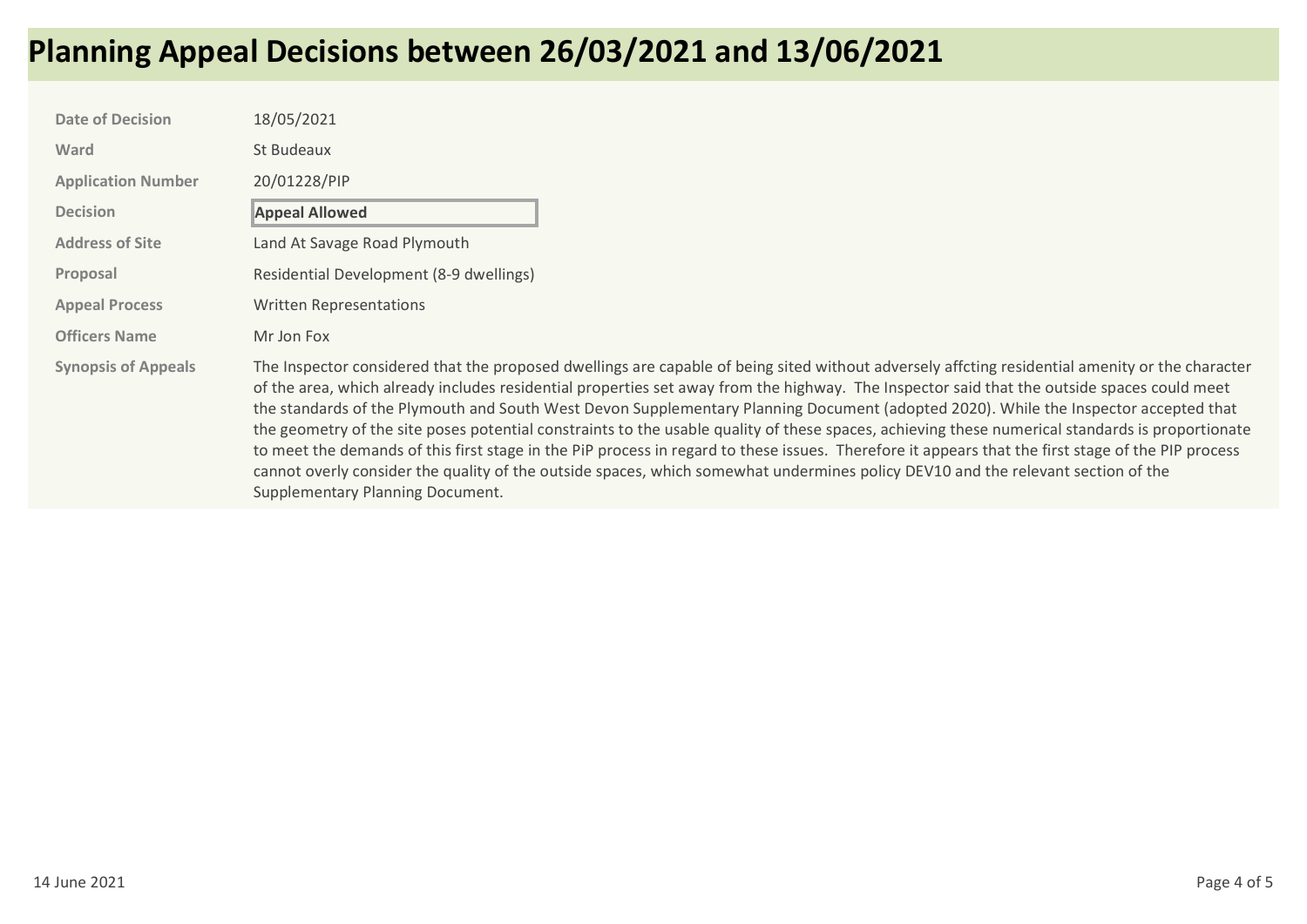# Planning Appeal Decisions between 26/03/2021 and 13/06/2021

| | |
|---|---|
| **Date of Decision** | 18/05/2021 |
| **Ward** | St Budeaux |
| **Application Number** | 20/01228/PIP |
| **Decision** | **Appeal Allowed** |
| **Address of Site** | Land At Savage Road Plymouth |
| **Proposal** | Residential Development (8-9 dwellings) |
| **Appeal Process** | Written Representations |
| **Officers Name** | Mr Jon Fox |
| **Synopsis of Appeals** | The Inspector considered that the proposed dwellings are capable of being sited without adversely affcting residential amenity or the character of the area, which already includes residential properties set away from the highway. The Inspector said that the outside spaces could meet the standards of the Plymouth and South West Devon Supplementary Planning Document (adopted 2020). While the Inspector accepted that the geometry of the site poses potential constraints to the usable quality of these spaces, achieving these numerical standards is proportionate to meet the demands of this first stage in the PiP process in regard to these issues. Therefore it appears that the first stage of the PIP process cannot overly consider the quality of the outside spaces, which somewhat undermines policy DEV10 and the relevant section of the Supplementary Planning Document. |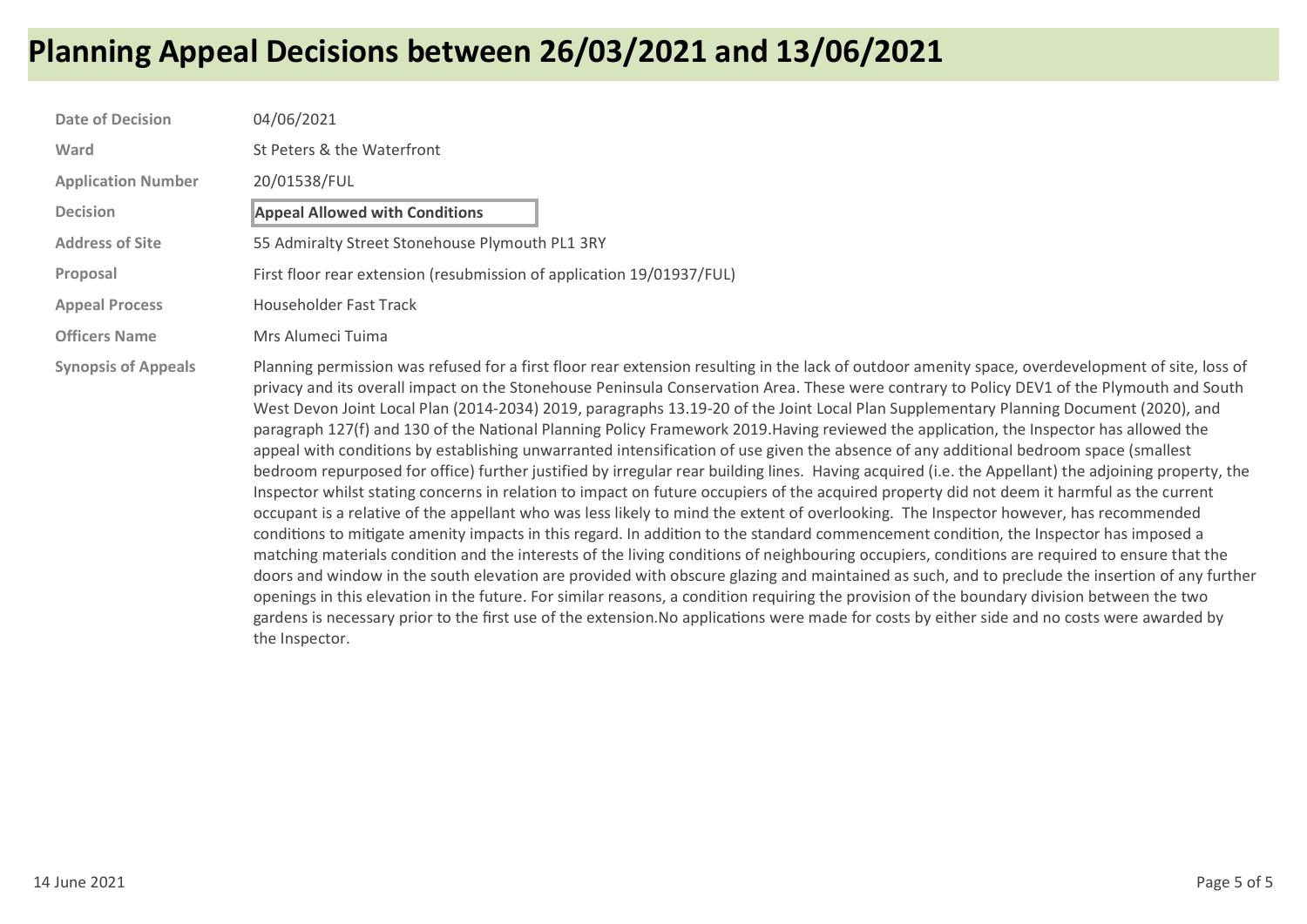# Planning Appeal Decisions between 26/03/2021 and 13/06/2021

| | |
|---|---|
| **Date of Decision** | 04/06/2021 |
| **Ward** | St Peters & the Waterfront |
| **Application Number** | 20/01538/FUL |
| **Decision** | **Appeal Allowed with Conditions** |
| **Address of Site** | 55 Admiralty Street Stonehouse Plymouth PL1 3RY |
| **Proposal** | First floor rear extension (resubmission of application 19/01937/FUL) |
| **Appeal Process** | Householder Fast Track |
| **Officers Name** | Mrs Alumeci Tuima |
| **Synopsis of Appeals** | Planning permission was refused for a first floor rear extension resulting in the lack of outdoor amenity space, overdevelopment of site, loss of privacy and its overall impact on the Stonehouse Peninsula Conservation Area. These were contrary to Policy DEV1 of the Plymouth and South West Devon Joint Local Plan (2014-2034) 2019, paragraphs 13.19-20 of the Joint Local Plan Supplementary Planning Document (2020), and paragraph 127(f) and 130 of the National Planning Policy Framework 2019.Having reviewed the application, the Inspector has allowed the appeal with conditions by establishing unwarranted intensification of use given the absence of any additional bedroom space (smallest bedroom repurposed for office) further justified by irregular rear building lines. Having acquired (i.e. the Appellant) the adjoining property, the Inspector whilst stating concerns in relation to impact on future occupiers of the acquired property did not deem it harmful as the current occupant is a relative of the appellant who was less likely to mind the extent of overlooking. The Inspector however, has recommended conditions to mitigate amenity impacts in this regard. In addition to the standard commencement condition, the Inspector has imposed a matching materials condition and the interests of the living conditions of neighbouring occupiers, conditions are required to ensure that the doors and window in the south elevation are provided with obscure glazing and maintained as such, and to preclude the insertion of any further openings in this elevation in the future. For similar reasons, a condition requiring the provision of the boundary division between the two gardens is necessary prior to the first use of the extension.No applications were made for costs by either side and no costs were awarded by the Inspector. |